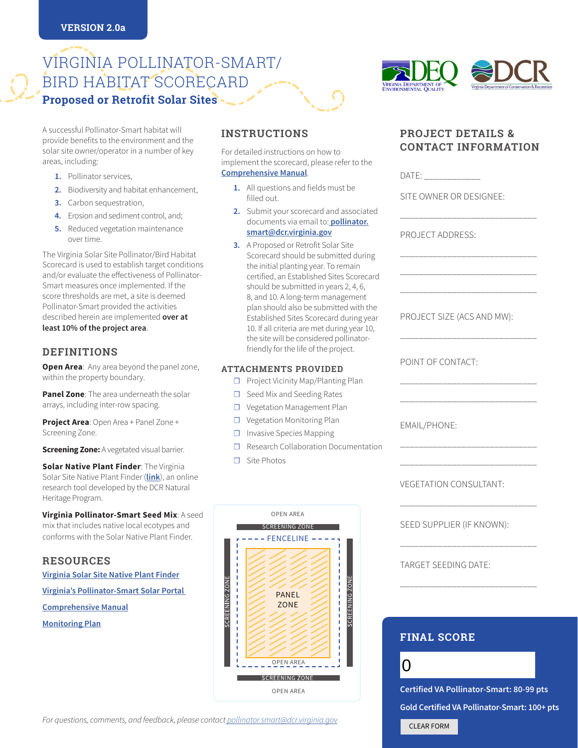VERSION 2.0a

# VIRGINIA POLLINATOR-SMART/ BIRD HABITAT SCORECARD

## Proposed or Retrofit Solar Sites

A successful Pollinator-Smart habitat will provide benefits to the environment and the solar site owner/operator in a number of key areas, including:

1. Pollinator services,
2. Biodiversity and habitat enhancement,
3. Carbon sequestration,
4. Erosion and sediment control, and;
5. Reduced vegetation maintenance over time.

The Virginia Solar Site Pollinator/Bird Habitat Scorecard is used to establish target conditions and/or evaluate the effectiveness of Pollinator-Smart measures once implemented. If the score thresholds are met, a site is deemed Pollinator-Smart provided the activities described herein are implemented **over at least 10% of the project area**.

### DEFINITIONS

**Open Area**: Any area beyond the panel zone, within the property boundary.

**Panel Zone**: The area underneath the solar arrays, including inter-row spacing.

**Project Area**: Open Area + Panel Zone + Screening Zone.

**Screening Zone:** A vegetated visual barrier.

**Solar Native Plant Finder**: The Virginia Solar Site Native Plant Finder (**link**), an online research tool developed by the DCR Natural Heritage Program.

**Virginia Pollinator-Smart Seed Mix**: A seed mix that includes native local ecotypes and conforms with the Solar Native Plant Finder.

### RESOURCES

Virginia Solar Site Native Plant Finder

Virginia's Pollinator-Smart Solar Portal

Comprehensive Manual

Monitoring Plan

### INSTRUCTIONS

For detailed instructions on how to implement the scorecard, please refer to the **Comprehensive Manual**.

1. All questions and fields must be filled out.
2. Submit your scorecard and associated documents via email to: **pollinator.smart@dcr.virginia.gov**
3. A Proposed or Retrofit Solar Site Scorecard should be submitted during the initial planting year. To remain certified, an Established Sites Scorecard should be submitted in years 2, 4, 6, 8, and 10. A long-term management plan should also be submitted with the Established Sites Scorecard during year 10. If all criteria are met during year 10, the site will be considered pollinator-friendly for the life of the project.

### ATTACHMENTS PROVIDED

- ☐ Project Vicinity Map/Planting Plan
- ☐ Seed Mix and Seeding Rates
- ☐ Vegetation Management Plan
- ☐ Vegetation Monitoring Plan
- ☐ Invasive Species Mapping
- ☐ Research Collaboration Documentation
- ☐ Site Photos

OPEN AREA
SCREENING ZONE
FENCELINE
SCREENING ZONE | PANEL ZONE | SCREENING ZONE
OPEN AREA
SCREENING ZONE
OPEN AREA

### PROJECT DETAILS & CONTACT INFORMATION

DATE: ____________

SITE OWNER OR DESIGNEE:

______________________________

PROJECT ADDRESS:

______________________________

______________________________

______________________________

PROJECT SIZE (ACS AND MW):

______________________________

POINT OF CONTACT:

______________________________

______________________________

EMAIL/PHONE:

______________________________

______________________________

VEGETATION CONSULTANT:

______________________________

SEED SUPPLIER (IF KNOWN):

______________________________

TARGET SEEDING DATE:

______________________________

### FINAL SCORE

0

**Certified VA Pollinator-Smart: 80-99 pts**

**Gold Certified VA Pollinator-Smart: 100+ pts**

CLEAR FORM

*For questions, comments, and feedback, please contact pollinator.smart@dcr.virginia.gov*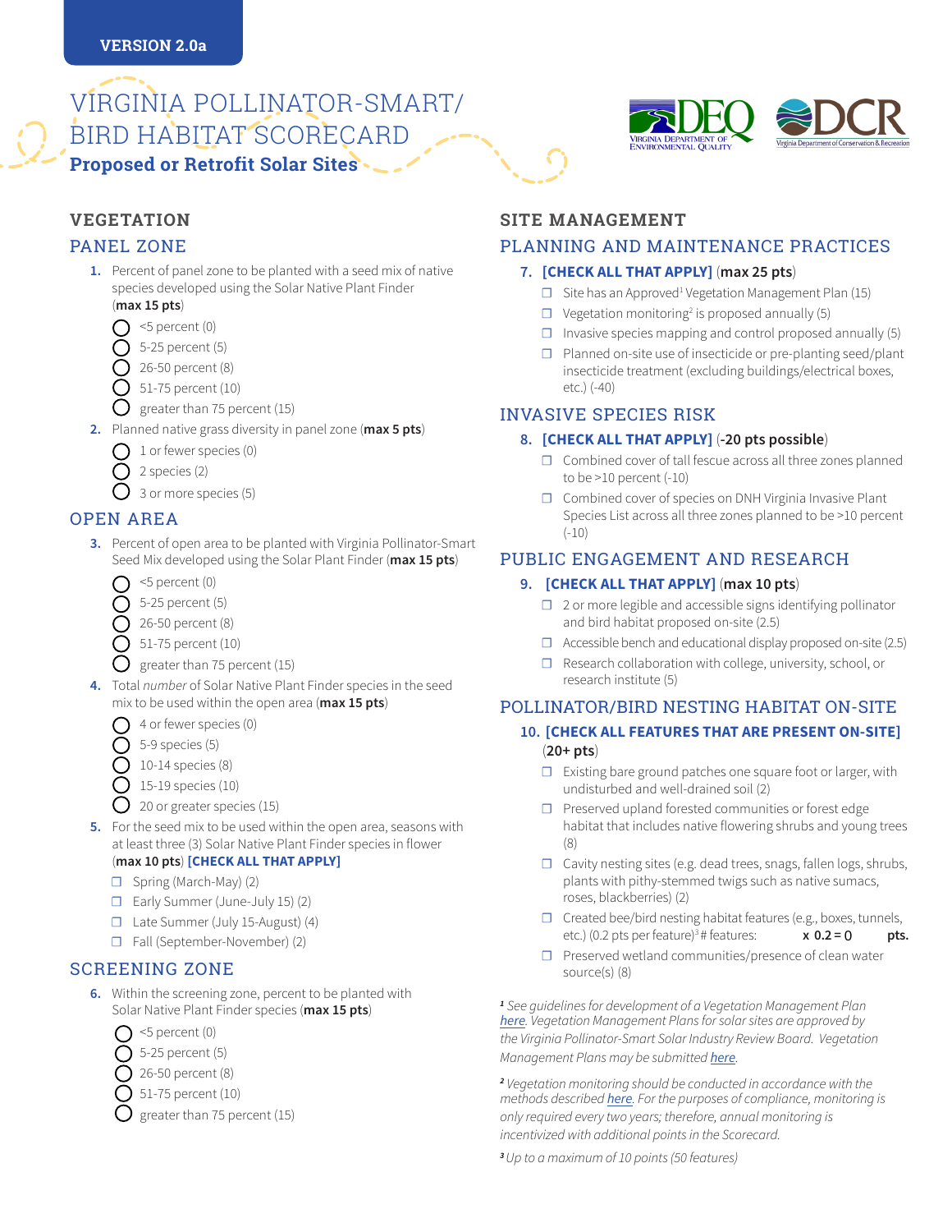VERSION 2.0a

# VIRGINIA POLLINATOR-SMART/ BIRD HABITAT SCORECARD

**Proposed or Retrofit Solar Sites**

## VEGETATION

### PANEL ZONE

1. Percent of panel zone to be planted with a seed mix of native species developed using the Solar Native Plant Finder (**max 15 pts**)
   - ◯ <5 percent (0)
   - ◯ 5-25 percent (5)
   - ◯ 26-50 percent (8)
   - ◯ 51-75 percent (10)
   - ◯ greater than 75 percent (15)
2. Planned native grass diversity in panel zone (**max 5 pts**)
   - ◯ 1 or fewer species (0)
   - ◯ 2 species (2)
   - ◯ 3 or more species (5)

### OPEN AREA

3. Percent of open area to be planted with Virginia Pollinator-Smart Seed Mix developed using the Solar Plant Finder (**max 15 pts**)
   - ◯ <5 percent (0)
   - ◯ 5-25 percent (5)
   - ◯ 26-50 percent (8)
   - ◯ 51-75 percent (10)
   - ◯ greater than 75 percent (15)
4. Total *number* of Solar Native Plant Finder species in the seed mix to be used within the open area (**max 15 pts**)
   - ◯ 4 or fewer species (0)
   - ◯ 5-9 species (5)
   - ◯ 10-14 species (8)
   - ◯ 15-19 species (10)
   - ◯ 20 or greater species (15)
5. For the seed mix to be used within the open area, seasons with at least three (3) Solar Native Plant Finder species in flower (**max 10 pts**) **[CHECK ALL THAT APPLY]**
   - ❐ Spring (March-May) (2)
   - ❐ Early Summer (June-July 15) (2)
   - ❐ Late Summer (July 15-August) (4)
   - ❐ Fall (September-November) (2)

### SCREENING ZONE

6. Within the screening zone, percent to be planted with Solar Native Plant Finder species (**max 15 pts**)
   - ◯ <5 percent (0)
   - ◯ 5-25 percent (5)
   - ◯ 26-50 percent (8)
   - ◯ 51-75 percent (10)
   - ◯ greater than 75 percent (15)

## SITE MANAGEMENT

### PLANNING AND MAINTENANCE PRACTICES

7. **[CHECK ALL THAT APPLY]** (**max 25 pts**)
   - ❐ Site has an Approved[1] Vegetation Management Plan (15)
   - ❐ Vegetation monitoring[2] is proposed annually (5)
   - ❐ Invasive species mapping and control proposed annually (5)
   - ❐ Planned on-site use of insecticide or pre-planting seed/plant insecticide treatment (excluding buildings/electrical boxes, etc.) (-40)

### INVASIVE SPECIES RISK

8. **[CHECK ALL THAT APPLY]** (**-20 pts possible**)
   - ❐ Combined cover of tall fescue across all three zones planned to be >10 percent (-10)
   - ❐ Combined cover of species on DNH Virginia Invasive Plant Species List across all three zones planned to be >10 percent (-10)

### PUBLIC ENGAGEMENT AND RESEARCH

9. **[CHECK ALL THAT APPLY]** (**max 10 pts**)
   - ❐ 2 or more legible and accessible signs identifying pollinator and bird habitat proposed on-site (2.5)
   - ❐ Accessible bench and educational display proposed on-site (2.5)
   - ❐ Research collaboration with college, university, school, or research institute (5)

### POLLINATOR/BIRD NESTING HABITAT ON-SITE

10. **[CHECK ALL FEATURES THAT ARE PRESENT ON-SITE]** (**20+ pts**)
    - ❐ Existing bare ground patches one square foot or larger, with undisturbed and well-drained soil (2)
    - ❐ Preserved upland forested communities or forest edge habitat that includes native flowering shrubs and young trees (8)
    - ❐ Cavity nesting sites (e.g. dead trees, snags, fallen logs, shrubs, plants with pithy-stemmed twigs such as native sumacs, roses, blackberries) (2)
    - ❐ Created bee/bird nesting habitat features (e.g., boxes, tunnels, etc.) (0.2 pts per feature)[3] # features: x 0.2 = 0 pts.
    - ❐ Preserved wetland communities/presence of clean water source(s) (8)

*[1] See guidelines for development of a Vegetation Management Plan here. Vegetation Management Plans for solar sites are approved by the Virginia Pollinator-Smart Solar Industry Review Board. Vegetation Management Plans may be submitted here.*

*[2] Vegetation monitoring should be conducted in accordance with the methods described here. For the purposes of compliance, monitoring is only required every two years; therefore, annual monitoring is incentivized with additional points in the Scorecard.*

*[3] Up to a maximum of 10 points (50 features)*